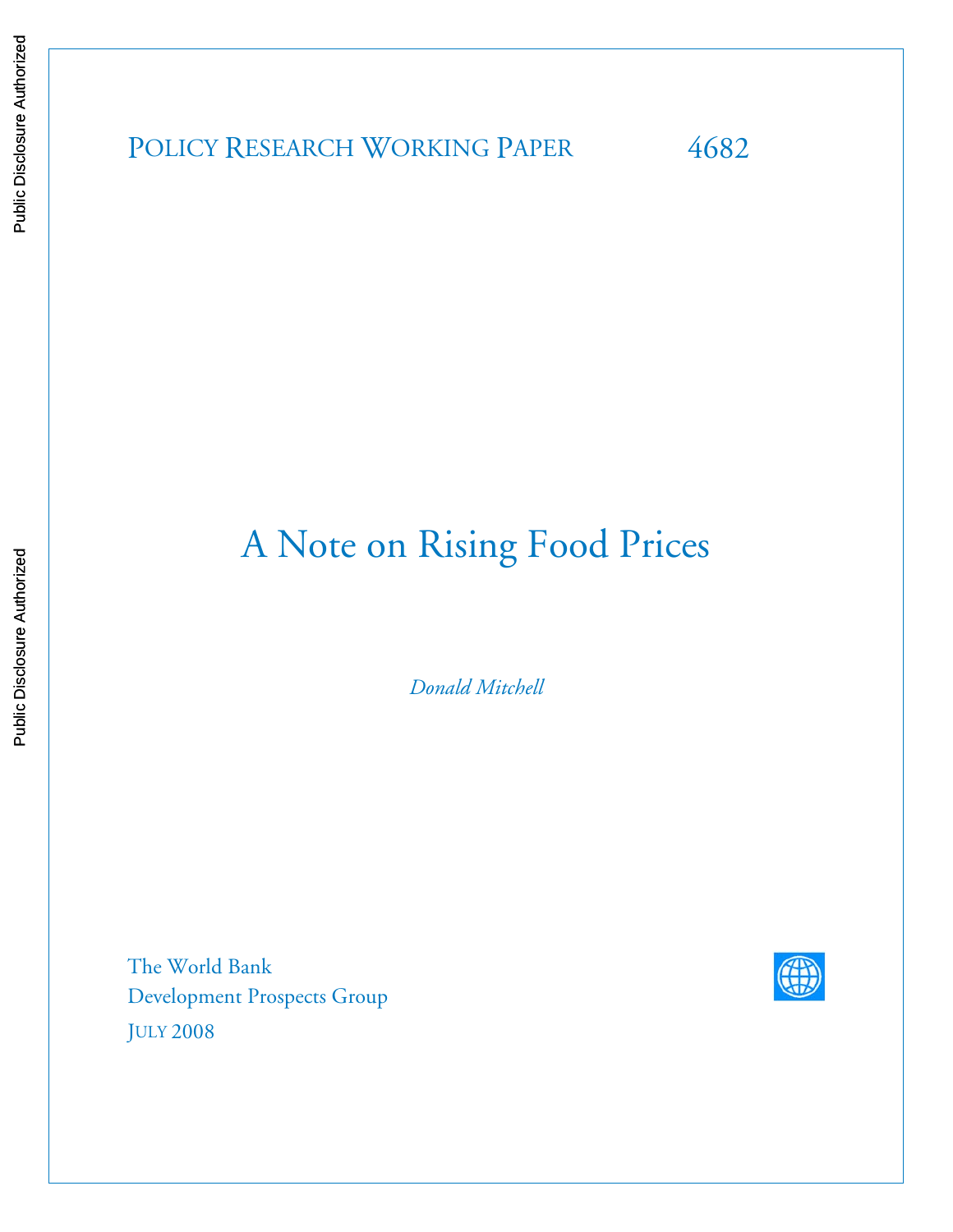Policy Research Working Paper 4682

# A Note on Rising Food Prices

*Donald Mitchell*

The World Bank
Development Prospects Group
July 2008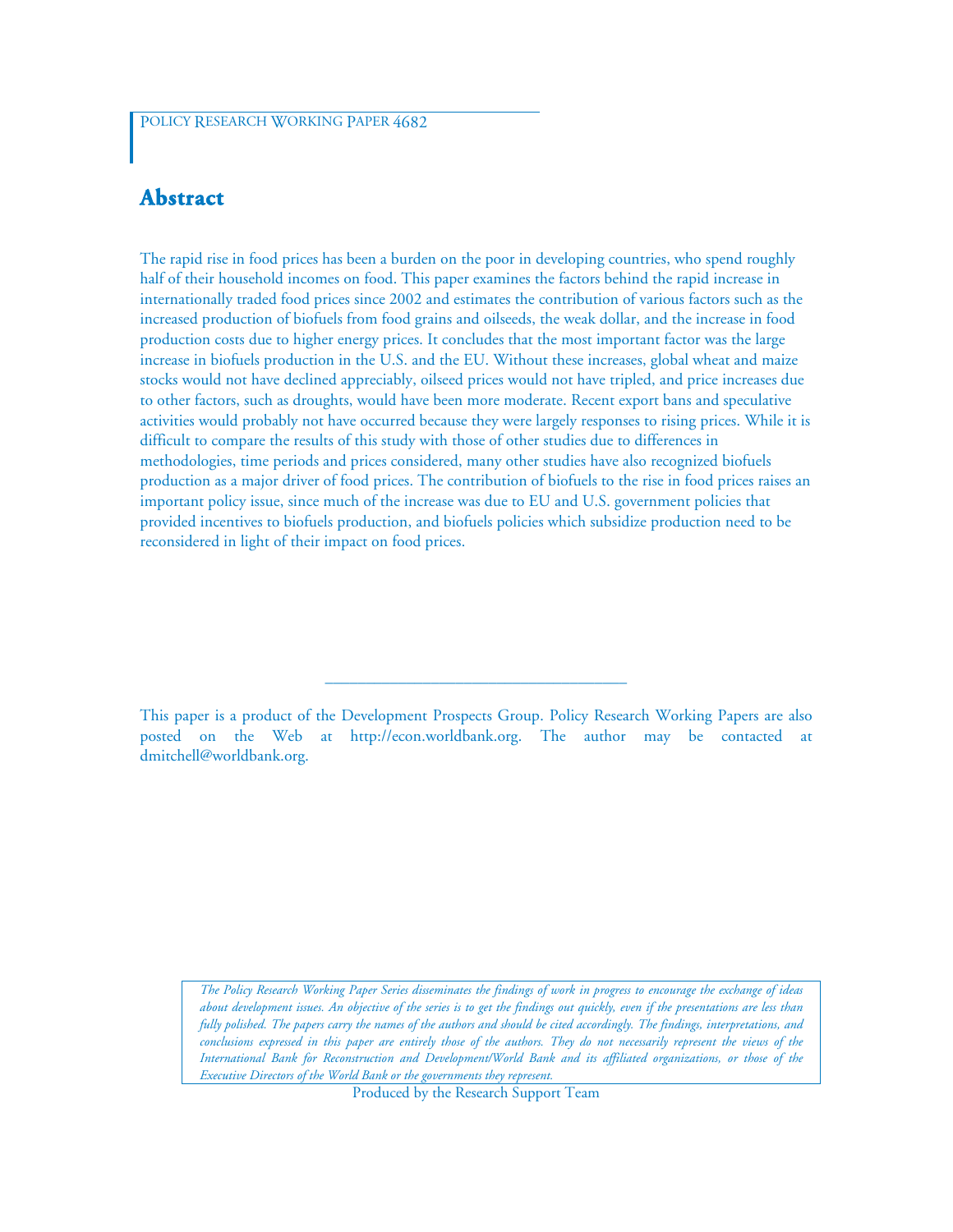POLICY RESEARCH WORKING PAPER 4682

## Abstract

The rapid rise in food prices has been a burden on the poor in developing countries, who spend roughly half of their household incomes on food. This paper examines the factors behind the rapid increase in internationally traded food prices since 2002 and estimates the contribution of various factors such as the increased production of biofuels from food grains and oilseeds, the weak dollar, and the increase in food production costs due to higher energy prices. It concludes that the most important factor was the large increase in biofuels production in the U.S. and the EU. Without these increases, global wheat and maize stocks would not have declined appreciably, oilseed prices would not have tripled, and price increases due to other factors, such as droughts, would have been more moderate. Recent export bans and speculative activities would probably not have occurred because they were largely responses to rising prices. While it is difficult to compare the results of this study with those of other studies due to differences in methodologies, time periods and prices considered, many other studies have also recognized biofuels production as a major driver of food prices. The contribution of biofuels to the rise in food prices raises an important policy issue, since much of the increase was due to EU and U.S. government policies that provided incentives to biofuels production, and biofuels policies which subsidize production need to be reconsidered in light of their impact on food prices.

---

This paper is a product of the Development Prospects Group. Policy Research Working Papers are also posted on the Web at http://econ.worldbank.org. The author may be contacted at dmitchell@worldbank.org.

*The Policy Research Working Paper Series disseminates the findings of work in progress to encourage the exchange of ideas about development issues. An objective of the series is to get the findings out quickly, even if the presentations are less than fully polished. The papers carry the names of the authors and should be cited accordingly. The findings, interpretations, and conclusions expressed in this paper are entirely those of the authors. They do not necessarily represent the views of the International Bank for Reconstruction and Development/World Bank and its affiliated organizations, or those of the Executive Directors of the World Bank or the governments they represent.*

Produced by the Research Support Team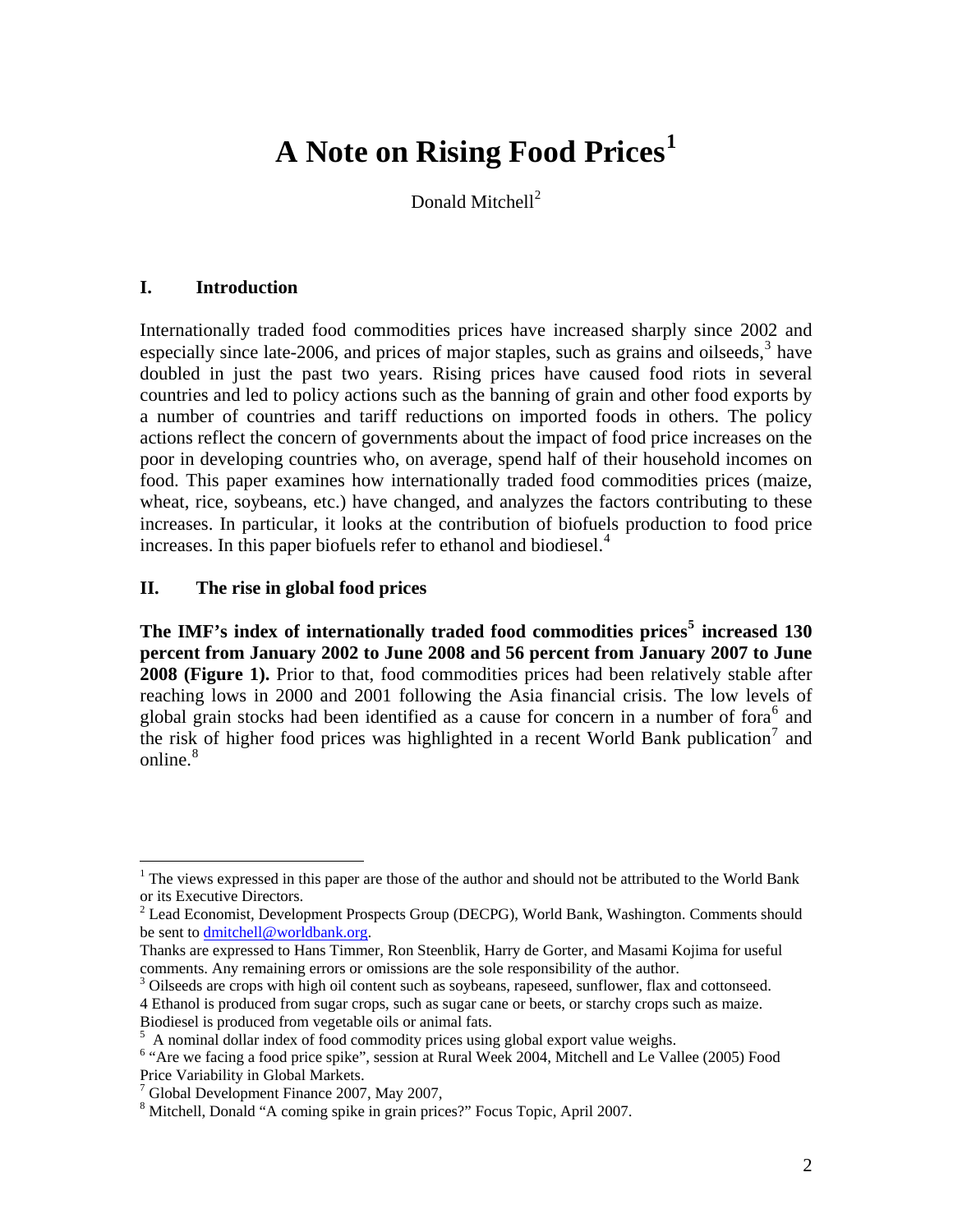# A Note on Rising Food Prices[1]

Donald Mitchell[2]

## I. Introduction

Internationally traded food commodities prices have increased sharply since 2002 and especially since late-2006, and prices of major staples, such as grains and oilseeds,[3] have doubled in just the past two years. Rising prices have caused food riots in several countries and led to policy actions such as the banning of grain and other food exports by a number of countries and tariff reductions on imported foods in others. The policy actions reflect the concern of governments about the impact of food price increases on the poor in developing countries who, on average, spend half of their household incomes on food. This paper examines how internationally traded food commodities prices (maize, wheat, rice, soybeans, etc.) have changed, and analyzes the factors contributing to these increases. In particular, it looks at the contribution of biofuels production to food price increases. In this paper biofuels refer to ethanol and biodiesel.[4]

## II. The rise in global food prices

**The IMF's index of internationally traded food commodities prices[5] increased 130 percent from January 2002 to June 2008 and 56 percent from January 2007 to June 2008 (Figure 1).** Prior to that, food commodities prices had been relatively stable after reaching lows in 2000 and 2001 following the Asia financial crisis. The low levels of global grain stocks had been identified as a cause for concern in a number of fora[6] and the risk of higher food prices was highlighted in a recent World Bank publication[7] and online.[8]

---

[1] The views expressed in this paper are those of the author and should not be attributed to the World Bank or its Executive Directors.

[2] Lead Economist, Development Prospects Group (DECPG), World Bank, Washington. Comments should be sent to dmitchell@worldbank.org.

Thanks are expressed to Hans Timmer, Ron Steenblik, Harry de Gorter, and Masami Kojima for useful comments. Any remaining errors or omissions are the sole responsibility of the author.

[3] Oilseeds are crops with high oil content such as soybeans, rapeseed, sunflower, flax and cottonseed.

4 Ethanol is produced from sugar crops, such as sugar cane or beets, or starchy crops such as maize. Biodiesel is produced from vegetable oils or animal fats.

[5] A nominal dollar index of food commodity prices using global export value weighs.

[6] "Are we facing a food price spike", session at Rural Week 2004, Mitchell and Le Vallee (2005) Food Price Variability in Global Markets.

[7] Global Development Finance 2007, May 2007,

[8] Mitchell, Donald "A coming spike in grain prices?" Focus Topic, April 2007.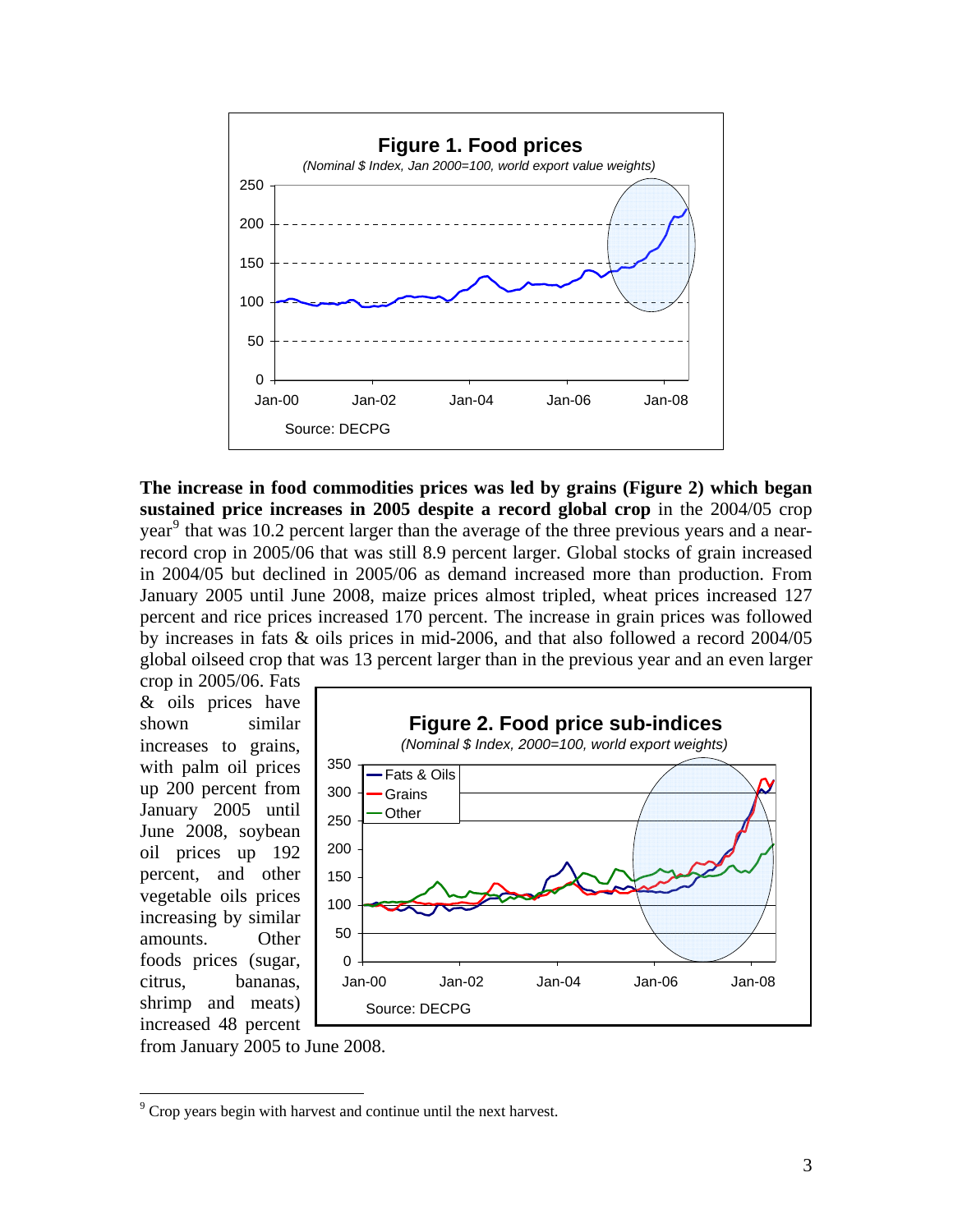**Figure 1. Food prices**

*(Nominal $ Index, Jan 2000=100, world export value weights)*

Source: DECPG

**The increase in food commodities prices was led by grains (Figure 2) which began sustained price increases in 2005 despite a record global crop** in the 2004/05 crop year[9] that was 10.2 percent larger than the average of the three previous years and a near-record crop in 2005/06 that was still 8.9 percent larger. Global stocks of grain increased in 2004/05 but declined in 2005/06 as demand increased more than production. From January 2005 until June 2008, maize prices almost tripled, wheat prices increased 127 percent and rice prices increased 170 percent. The increase in grain prices was followed by increases in fats & oils prices in mid-2006, and that also followed a record 2004/05 global oilseed crop that was 13 percent larger than in the previous year and an even larger crop in 2005/06. Fats & oils prices have shown similar increases to grains, with palm oil prices up 200 percent from January 2005 until June 2008, soybean oil prices up 192 percent, and other vegetable oils prices increasing by similar amounts. Other foods prices (sugar, citrus, bananas, shrimp and meats) increased 48 percent from January 2005 to June 2008.

**Figure 2. Food price sub-indices**

*(Nominal $ Index, 2000=100, world export weights)*

Source: DECPG

[9] Crop years begin with harvest and continue until the next harvest.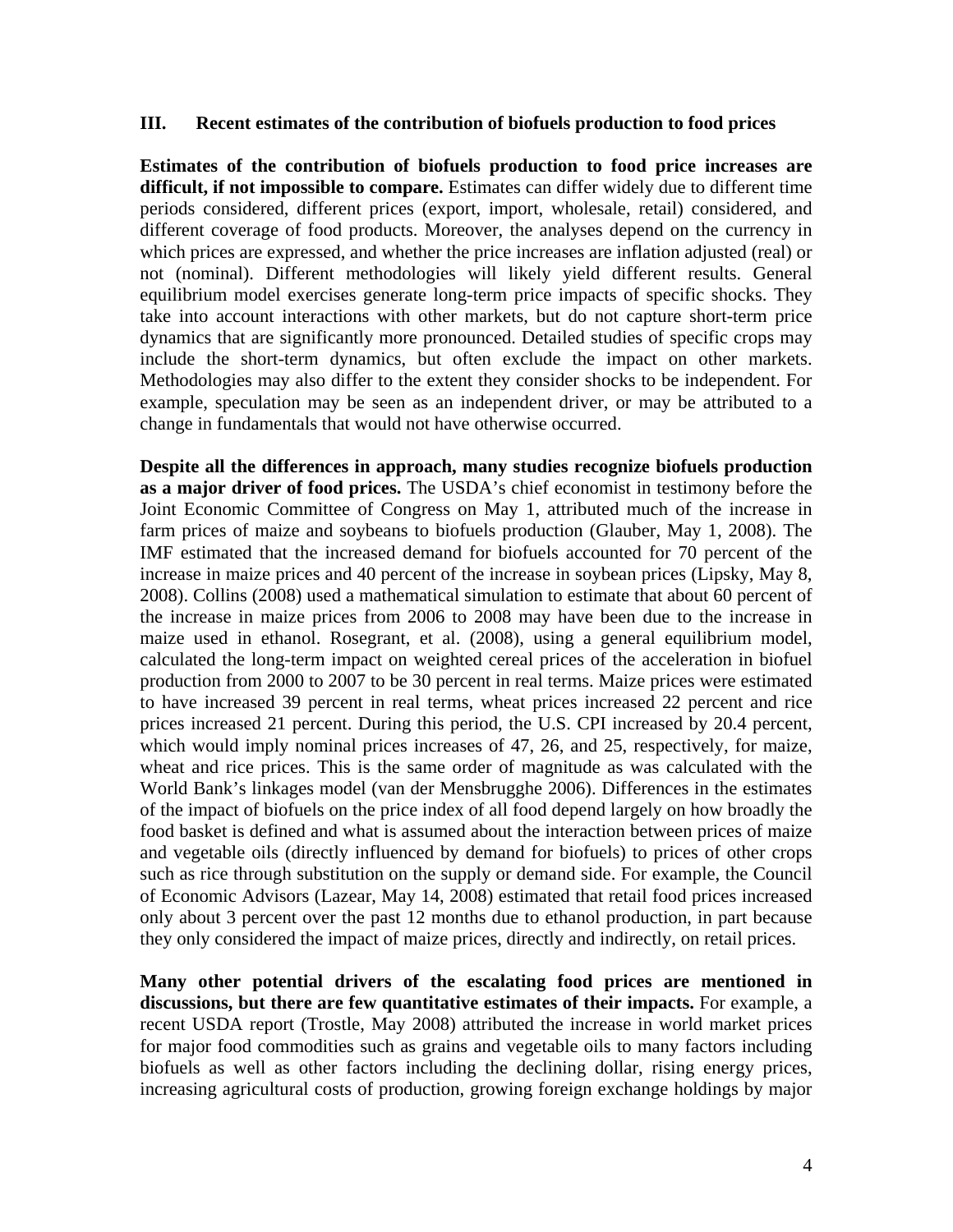## III. Recent estimates of the contribution of biofuels production to food prices

**Estimates of the contribution of biofuels production to food price increases are difficult, if not impossible to compare.** Estimates can differ widely due to different time periods considered, different prices (export, import, wholesale, retail) considered, and different coverage of food products. Moreover, the analyses depend on the currency in which prices are expressed, and whether the price increases are inflation adjusted (real) or not (nominal). Different methodologies will likely yield different results. General equilibrium model exercises generate long-term price impacts of specific shocks. They take into account interactions with other markets, but do not capture short-term price dynamics that are significantly more pronounced. Detailed studies of specific crops may include the short-term dynamics, but often exclude the impact on other markets. Methodologies may also differ to the extent they consider shocks to be independent. For example, speculation may be seen as an independent driver, or may be attributed to a change in fundamentals that would not have otherwise occurred.

**Despite all the differences in approach, many studies recognize biofuels production as a major driver of food prices.** The USDA's chief economist in testimony before the Joint Economic Committee of Congress on May 1, attributed much of the increase in farm prices of maize and soybeans to biofuels production (Glauber, May 1, 2008). The IMF estimated that the increased demand for biofuels accounted for 70 percent of the increase in maize prices and 40 percent of the increase in soybean prices (Lipsky, May 8, 2008). Collins (2008) used a mathematical simulation to estimate that about 60 percent of the increase in maize prices from 2006 to 2008 may have been due to the increase in maize used in ethanol. Rosegrant, et al. (2008), using a general equilibrium model, calculated the long-term impact on weighted cereal prices of the acceleration in biofuel production from 2000 to 2007 to be 30 percent in real terms. Maize prices were estimated to have increased 39 percent in real terms, wheat prices increased 22 percent and rice prices increased 21 percent. During this period, the U.S. CPI increased by 20.4 percent, which would imply nominal prices increases of 47, 26, and 25, respectively, for maize, wheat and rice prices. This is the same order of magnitude as was calculated with the World Bank's linkages model (van der Mensbrugghe 2006). Differences in the estimates of the impact of biofuels on the price index of all food depend largely on how broadly the food basket is defined and what is assumed about the interaction between prices of maize and vegetable oils (directly influenced by demand for biofuels) to prices of other crops such as rice through substitution on the supply or demand side. For example, the Council of Economic Advisors (Lazear, May 14, 2008) estimated that retail food prices increased only about 3 percent over the past 12 months due to ethanol production, in part because they only considered the impact of maize prices, directly and indirectly, on retail prices.

**Many other potential drivers of the escalating food prices are mentioned in discussions, but there are few quantitative estimates of their impacts.** For example, a recent USDA report (Trostle, May 2008) attributed the increase in world market prices for major food commodities such as grains and vegetable oils to many factors including biofuels as well as other factors including the declining dollar, rising energy prices, increasing agricultural costs of production, growing foreign exchange holdings by major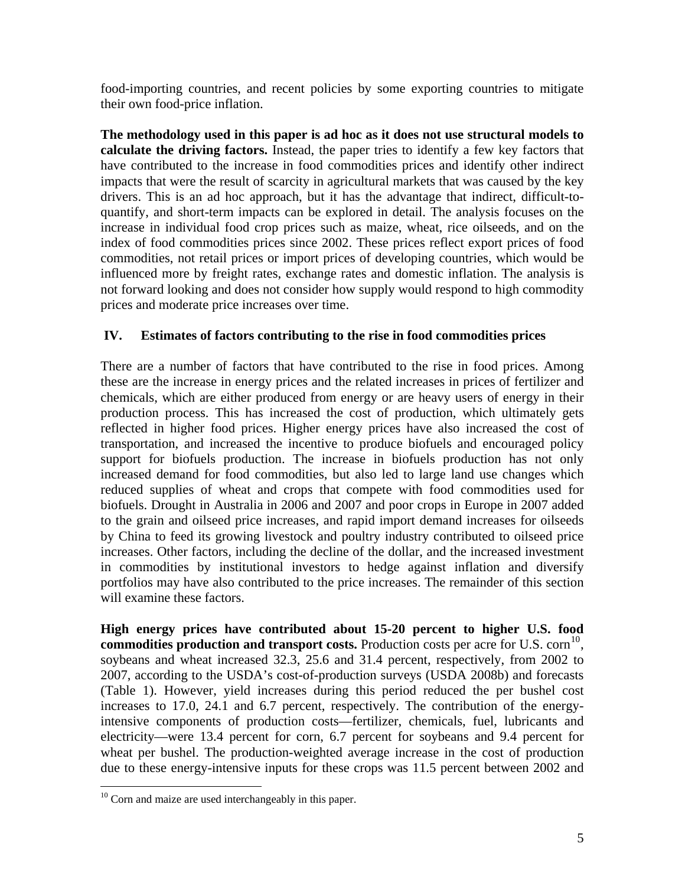food-importing countries, and recent policies by some exporting countries to mitigate their own food-price inflation.

**The methodology used in this paper is ad hoc as it does not use structural models to calculate the driving factors.** Instead, the paper tries to identify a few key factors that have contributed to the increase in food commodities prices and identify other indirect impacts that were the result of scarcity in agricultural markets that was caused by the key drivers. This is an ad hoc approach, but it has the advantage that indirect, difficult-to-quantify, and short-term impacts can be explored in detail. The analysis focuses on the increase in individual food crop prices such as maize, wheat, rice oilseeds, and on the index of food commodities prices since 2002. These prices reflect export prices of food commodities, not retail prices or import prices of developing countries, which would be influenced more by freight rates, exchange rates and domestic inflation. The analysis is not forward looking and does not consider how supply would respond to high commodity prices and moderate price increases over time.

## IV. Estimates of factors contributing to the rise in food commodities prices

There are a number of factors that have contributed to the rise in food prices. Among these are the increase in energy prices and the related increases in prices of fertilizer and chemicals, which are either produced from energy or are heavy users of energy in their production process. This has increased the cost of production, which ultimately gets reflected in higher food prices. Higher energy prices have also increased the cost of transportation, and increased the incentive to produce biofuels and encouraged policy support for biofuels production. The increase in biofuels production has not only increased demand for food commodities, but also led to large land use changes which reduced supplies of wheat and crops that compete with food commodities used for biofuels. Drought in Australia in 2006 and 2007 and poor crops in Europe in 2007 added to the grain and oilseed price increases, and rapid import demand increases for oilseeds by China to feed its growing livestock and poultry industry contributed to oilseed price increases. Other factors, including the decline of the dollar, and the increased investment in commodities by institutional investors to hedge against inflation and diversify portfolios may have also contributed to the price increases. The remainder of this section will examine these factors.

**High energy prices have contributed about 15-20 percent to higher U.S. food commodities production and transport costs.** Production costs per acre for U.S. corn[10], soybeans and wheat increased 32.3, 25.6 and 31.4 percent, respectively, from 2002 to 2007, according to the USDA's cost-of-production surveys (USDA 2008b) and forecasts (Table 1). However, yield increases during this period reduced the per bushel cost increases to 17.0, 24.1 and 6.7 percent, respectively. The contribution of the energy-intensive components of production costs—fertilizer, chemicals, fuel, lubricants and electricity—were 13.4 percent for corn, 6.7 percent for soybeans and 9.4 percent for wheat per bushel. The production-weighted average increase in the cost of production due to these energy-intensive inputs for these crops was 11.5 percent between 2002 and

[10] Corn and maize are used interchangeably in this paper.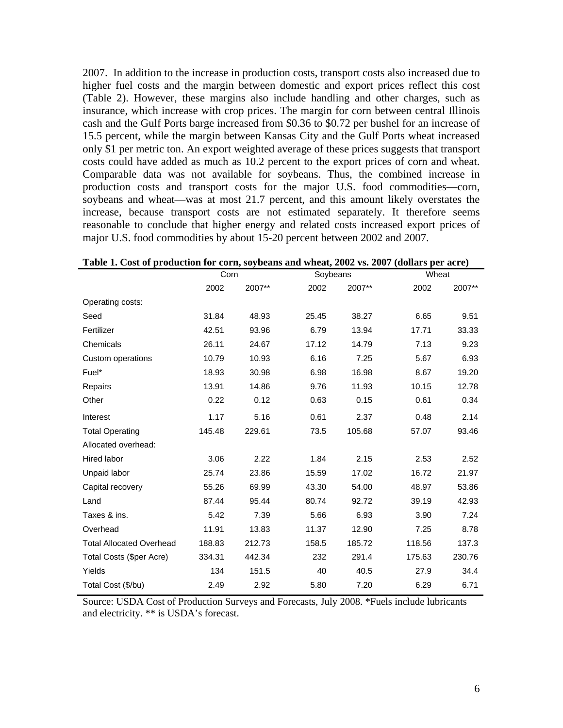2007. In addition to the increase in production costs, transport costs also increased due to higher fuel costs and the margin between domestic and export prices reflect this cost (Table 2). However, these margins also include handling and other charges, such as insurance, which increase with crop prices. The margin for corn between central Illinois cash and the Gulf Ports barge increased from $0.36 to $0.72 per bushel for an increase of 15.5 percent, while the margin between Kansas City and the Gulf Ports wheat increased only $1 per metric ton. An export weighted average of these prices suggests that transport costs could have added as much as 10.2 percent to the export prices of corn and wheat. Comparable data was not available for soybeans. Thus, the combined increase in production costs and transport costs for the major U.S. food commodities—corn, soybeans and wheat—was at most 21.7 percent, and this amount likely overstates the increase, because transport costs are not estimated separately. It therefore seems reasonable to conclude that higher energy and related costs increased export prices of major U.S. food commodities by about 15-20 percent between 2002 and 2007.

**Table 1. Cost of production for corn, soybeans and wheat, 2002 vs. 2007 (dollars per acre)**

| | Corn | | Soybeans | | Wheat | |
|---|---|---|---|---|---|---|
| | 2002 | 2007** | 2002 | 2007** | 2002 | 2007** |
| Operating costs: | | | | | | |
| Seed | 31.84 | 48.93 | 25.45 | 38.27 | 6.65 | 9.51 |
| Fertilizer | 42.51 | 93.96 | 6.79 | 13.94 | 17.71 | 33.33 |
| Chemicals | 26.11 | 24.67 | 17.12 | 14.79 | 7.13 | 9.23 |
| Custom operations | 10.79 | 10.93 | 6.16 | 7.25 | 5.67 | 6.93 |
| Fuel* | 18.93 | 30.98 | 6.98 | 16.98 | 8.67 | 19.20 |
| Repairs | 13.91 | 14.86 | 9.76 | 11.93 | 10.15 | 12.78 |
| Other | 0.22 | 0.12 | 0.63 | 0.15 | 0.61 | 0.34 |
| Interest | 1.17 | 5.16 | 0.61 | 2.37 | 0.48 | 2.14 |
| Total Operating | 145.48 | 229.61 | 73.5 | 105.68 | 57.07 | 93.46 |
| Allocated overhead: | | | | | | |
| Hired labor | 3.06 | 2.22 | 1.84 | 2.15 | 2.53 | 2.52 |
| Unpaid labor | 25.74 | 23.86 | 15.59 | 17.02 | 16.72 | 21.97 |
| Capital recovery | 55.26 | 69.99 | 43.30 | 54.00 | 48.97 | 53.86 |
| Land | 87.44 | 95.44 | 80.74 | 92.72 | 39.19 | 42.93 |
| Taxes & ins. | 5.42 | 7.39 | 5.66 | 6.93 | 3.90 | 7.24 |
| Overhead | 11.91 | 13.83 | 11.37 | 12.90 | 7.25 | 8.78 |
| Total Allocated Overhead | 188.83 | 212.73 | 158.5 | 185.72 | 118.56 | 137.3 |
| Total Costs ($per Acre) | 334.31 | 442.34 | 232 | 291.4 | 175.63 | 230.76 |
| Yields | 134 | 151.5 | 40 | 40.5 | 27.9 | 34.4 |
| Total Cost ($/bu) | 2.49 | 2.92 | 5.80 | 7.20 | 6.29 | 6.71 |

Source: USDA Cost of Production Surveys and Forecasts, July 2008. *Fuels include lubricants and electricity. ** is USDA's forecast.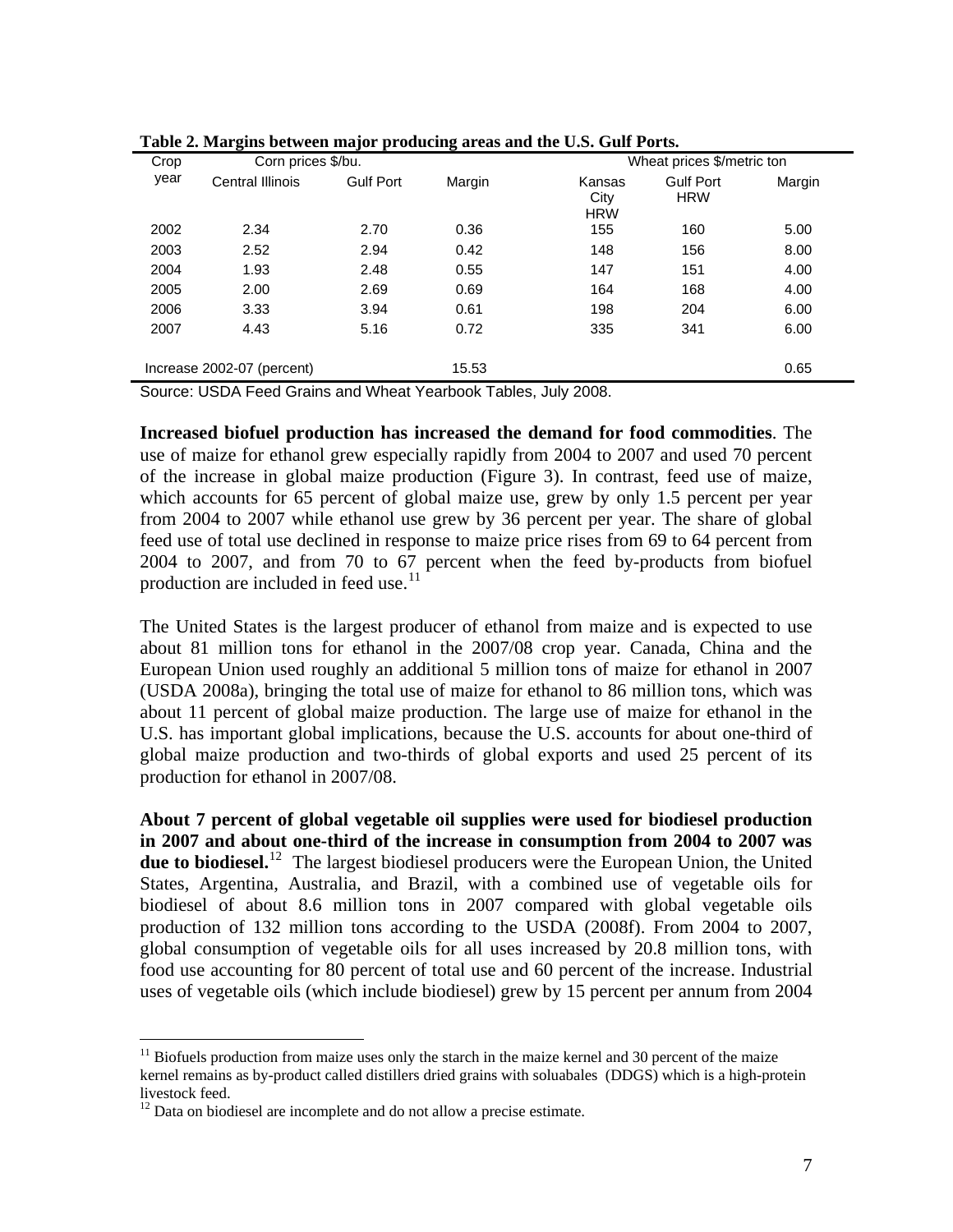**Table 2. Margins between major producing areas and the U.S. Gulf Ports.**

| Crop year | Corn prices $/bu. | | | Wheat prices $/metric ton | | |
|---|---|---|---|---|---|---|
| | Central Illinois | Gulf Port | Margin | Kansas City HRW | Gulf Port HRW | Margin |
| 2002 | 2.34 | 2.70 | 0.36 | 155 | 160 | 5.00 |
| 2003 | 2.52 | 2.94 | 0.42 | 148 | 156 | 8.00 |
| 2004 | 1.93 | 2.48 | 0.55 | 147 | 151 | 4.00 |
| 2005 | 2.00 | 2.69 | 0.69 | 164 | 168 | 4.00 |
| 2006 | 3.33 | 3.94 | 0.61 | 198 | 204 | 6.00 |
| 2007 | 4.43 | 5.16 | 0.72 | 335 | 341 | 6.00 |
| Increase 2002-07 (percent) | | | 15.53 | | | 0.65 |

Source: USDA Feed Grains and Wheat Yearbook Tables, July 2008.

**Increased biofuel production has increased the demand for food commodities**. The use of maize for ethanol grew especially rapidly from 2004 to 2007 and used 70 percent of the increase in global maize production (Figure 3). In contrast, feed use of maize, which accounts for 65 percent of global maize use, grew by only 1.5 percent per year from 2004 to 2007 while ethanol use grew by 36 percent per year. The share of global feed use of total use declined in response to maize price rises from 69 to 64 percent from 2004 to 2007, and from 70 to 67 percent when the feed by-products from biofuel production are included in feed use.[11]

The United States is the largest producer of ethanol from maize and is expected to use about 81 million tons for ethanol in the 2007/08 crop year. Canada, China and the European Union used roughly an additional 5 million tons of maize for ethanol in 2007 (USDA 2008a), bringing the total use of maize for ethanol to 86 million tons, which was about 11 percent of global maize production. The large use of maize for ethanol in the U.S. has important global implications, because the U.S. accounts for about one-third of global maize production and two-thirds of global exports and used 25 percent of its production for ethanol in 2007/08.

**About 7 percent of global vegetable oil supplies were used for biodiesel production in 2007 and about one-third of the increase in consumption from 2004 to 2007 was due to biodiesel.**[12] The largest biodiesel producers were the European Union, the United States, Argentina, Australia, and Brazil, with a combined use of vegetable oils for biodiesel of about 8.6 million tons in 2007 compared with global vegetable oils production of 132 million tons according to the USDA (2008f). From 2004 to 2007, global consumption of vegetable oils for all uses increased by 20.8 million tons, with food use accounting for 80 percent of total use and 60 percent of the increase. Industrial uses of vegetable oils (which include biodiesel) grew by 15 percent per annum from 2004

---

[11] Biofuels production from maize uses only the starch in the maize kernel and 30 percent of the maize kernel remains as by-product called distillers dried grains with soluabales (DDGS) which is a high-protein livestock feed.

[12] Data on biodiesel are incomplete and do not allow a precise estimate.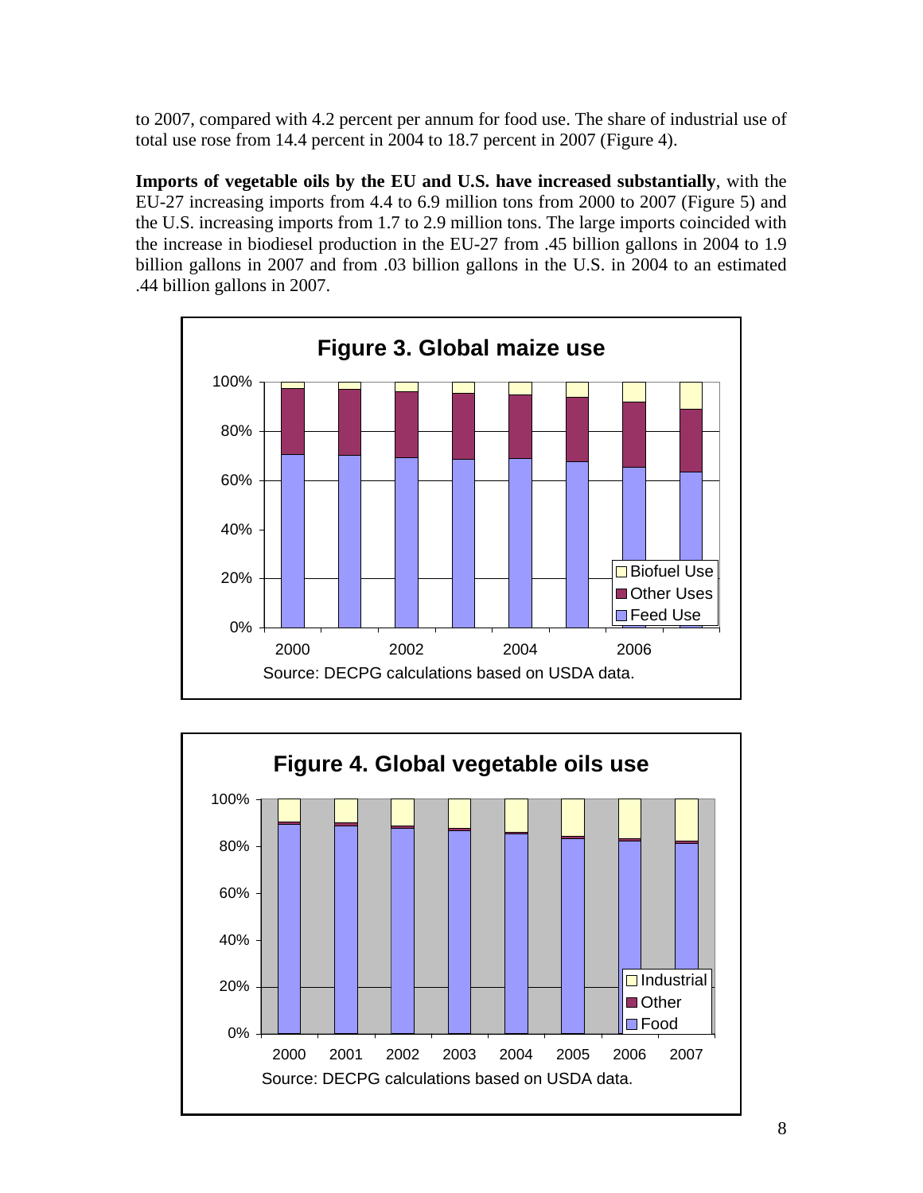to 2007, compared with 4.2 percent per annum for food use. The share of industrial use of total use rose from 14.4 percent in 2004 to 18.7 percent in 2007 (Figure 4).

**Imports of vegetable oils by the EU and U.S. have increased substantially**, with the EU-27 increasing imports from 4.4 to 6.9 million tons from 2000 to 2007 (Figure 5) and the U.S. increasing imports from 1.7 to 2.9 million tons. The large imports coincided with the increase in biodiesel production in the EU-27 from .45 billion gallons in 2004 to 1.9 billion gallons in 2007 and from .03 billion gallons in the U.S. in 2004 to an estimated .44 billion gallons in 2007.

**Figure 3. Global maize use**

Source: DECPG calculations based on USDA data.

**Figure 4. Global vegetable oils use**

Source: DECPG calculations based on USDA data.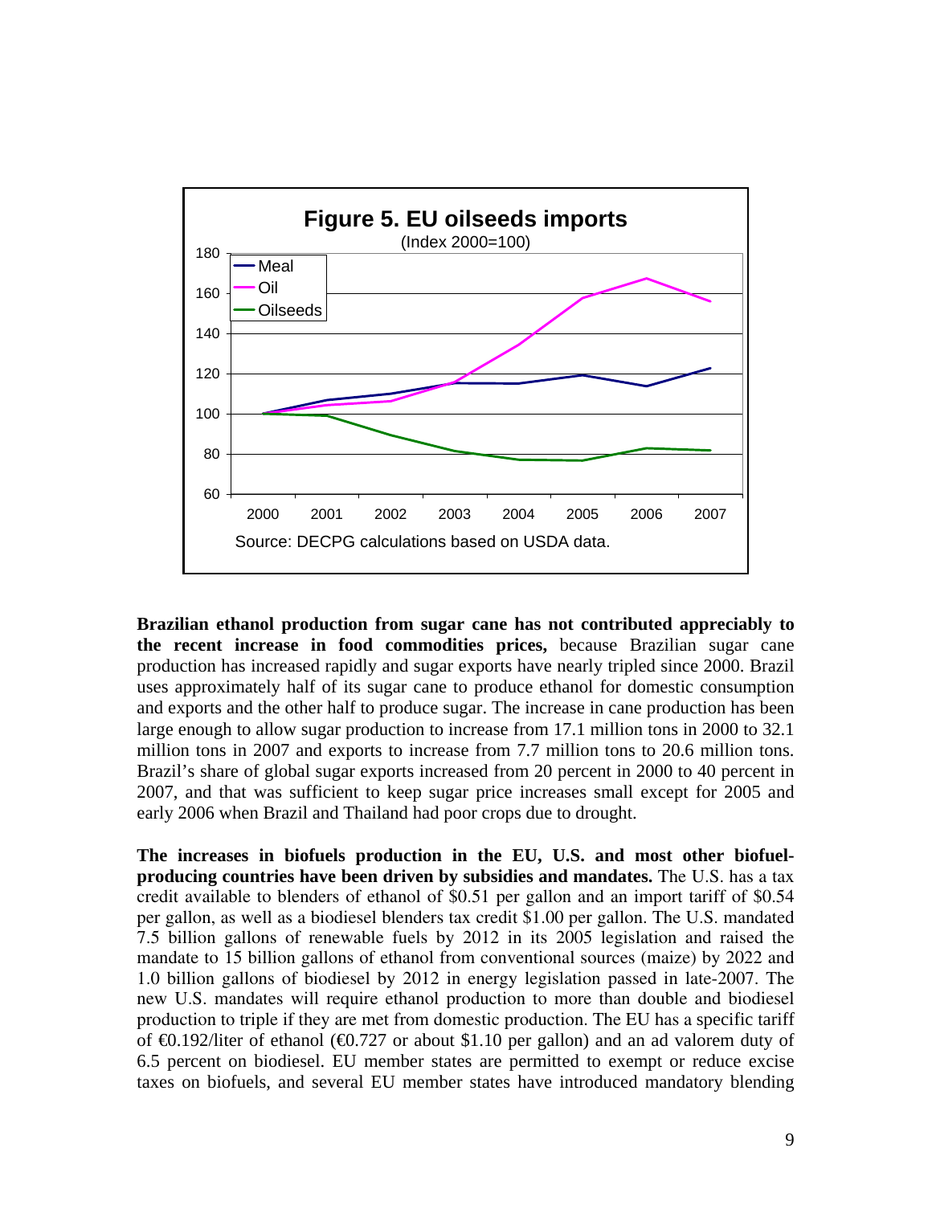**Figure 5. EU oilseeds imports**
(Index 2000=100)

Source: DECPG calculations based on USDA data.

**Brazilian ethanol production from sugar cane has not contributed appreciably to the recent increase in food commodities prices,** because Brazilian sugar cane production has increased rapidly and sugar exports have nearly tripled since 2000. Brazil uses approximately half of its sugar cane to produce ethanol for domestic consumption and exports and the other half to produce sugar. The increase in cane production has been large enough to allow sugar production to increase from 17.1 million tons in 2000 to 32.1 million tons in 2007 and exports to increase from 7.7 million tons to 20.6 million tons. Brazil's share of global sugar exports increased from 20 percent in 2000 to 40 percent in 2007, and that was sufficient to keep sugar price increases small except for 2005 and early 2006 when Brazil and Thailand had poor crops due to drought.

**The increases in biofuels production in the EU, U.S. and most other biofuel-producing countries have been driven by subsidies and mandates.** The U.S. has a tax credit available to blenders of ethanol of \$0.51 per gallon and an import tariff of \$0.54 per gallon, as well as a biodiesel blenders tax credit \$1.00 per gallon. The U.S. mandated 7.5 billion gallons of renewable fuels by 2012 in its 2005 legislation and raised the mandate to 15 billion gallons of ethanol from conventional sources (maize) by 2022 and 1.0 billion gallons of biodiesel by 2012 in energy legislation passed in late-2007. The new U.S. mandates will require ethanol production to more than double and biodiesel production to triple if they are met from domestic production. The EU has a specific tariff of €0.192/liter of ethanol (€0.727 or about \$1.10 per gallon) and an ad valorem duty of 6.5 percent on biodiesel. EU member states are permitted to exempt or reduce excise taxes on biofuels, and several EU member states have introduced mandatory blending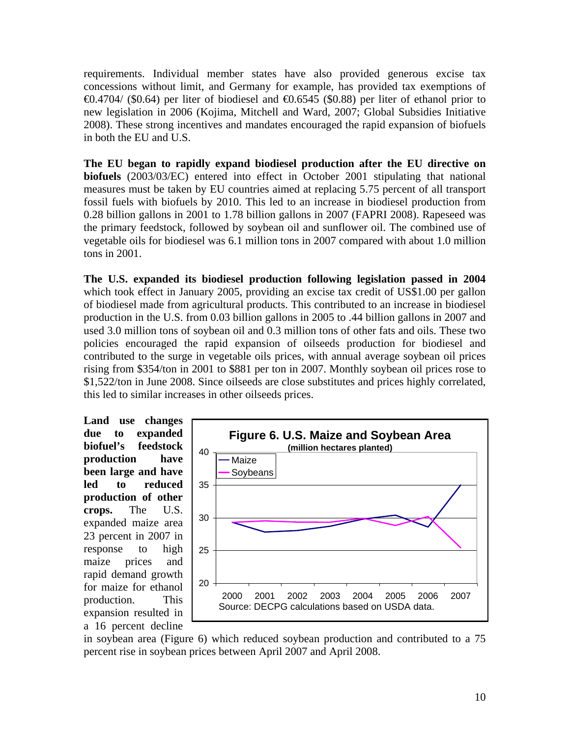requirements. Individual member states have also provided generous excise tax concessions without limit, and Germany for example, has provided tax exemptions of €0.4704/ ($0.64) per liter of biodiesel and €0.6545 ($0.88) per liter of ethanol prior to new legislation in 2006 (Kojima, Mitchell and Ward, 2007; Global Subsidies Initiative 2008). These strong incentives and mandates encouraged the rapid expansion of biofuels in both the EU and U.S.

**The EU began to rapidly expand biodiesel production after the EU directive on biofuels** (2003/03/EC) entered into effect in October 2001 stipulating that national measures must be taken by EU countries aimed at replacing 5.75 percent of all transport fossil fuels with biofuels by 2010. This led to an increase in biodiesel production from 0.28 billion gallons in 2001 to 1.78 billion gallons in 2007 (FAPRI 2008). Rapeseed was the primary feedstock, followed by soybean oil and sunflower oil. The combined use of vegetable oils for biodiesel was 6.1 million tons in 2007 compared with about 1.0 million tons in 2001.

**The U.S. expanded its biodiesel production following legislation passed in 2004** which took effect in January 2005, providing an excise tax credit of US$1.00 per gallon of biodiesel made from agricultural products. This contributed to an increase in biodiesel production in the U.S. from 0.03 billion gallons in 2005 to .44 billion gallons in 2007 and used 3.0 million tons of soybean oil and 0.3 million tons of other fats and oils. These two policies encouraged the rapid expansion of oilseeds production for biodiesel and contributed to the surge in vegetable oils prices, with annual average soybean oil prices rising from $354/ton in 2001 to $881 per ton in 2007. Monthly soybean oil prices rose to $1,522/ton in June 2008. Since oilseeds are close substitutes and prices highly correlated, this led to similar increases in other oilseeds prices.

**Land use changes due to expanded biofuel's feedstock production have been large and have led to reduced production of other crops.** The U.S. expanded maize area 23 percent in 2007 in response to high maize prices and rapid demand growth for maize for ethanol production. This expansion resulted in a 16 percent decline in soybean area (Figure 6) which reduced soybean production and contributed to a 75 percent rise in soybean prices between April 2007 and April 2008.

**Figure 6. U.S. Maize and Soybean Area**
(million hectares planted)

Source: DECPG calculations based on USDA data.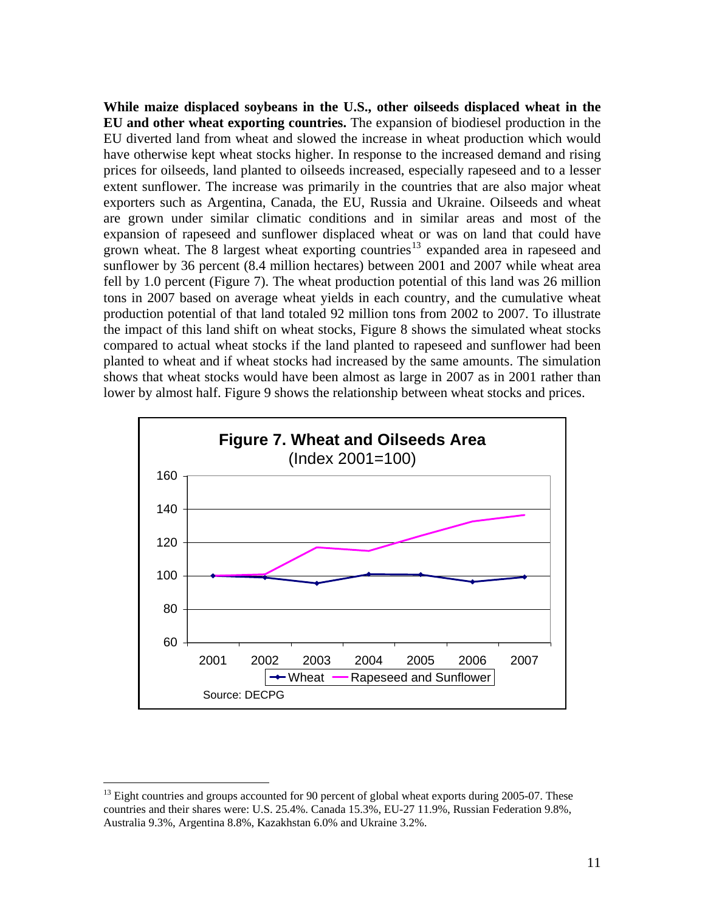**While maize displaced soybeans in the U.S., other oilseeds displaced wheat in the EU and other wheat exporting countries.** The expansion of biodiesel production in the EU diverted land from wheat and slowed the increase in wheat production which would have otherwise kept wheat stocks higher. In response to the increased demand and rising prices for oilseeds, land planted to oilseeds increased, especially rapeseed and to a lesser extent sunflower. The increase was primarily in the countries that are also major wheat exporters such as Argentina, Canada, the EU, Russia and Ukraine. Oilseeds and wheat are grown under similar climatic conditions and in similar areas and most of the expansion of rapeseed and sunflower displaced wheat or was on land that could have grown wheat. The 8 largest wheat exporting countries[13] expanded area in rapeseed and sunflower by 36 percent (8.4 million hectares) between 2001 and 2007 while wheat area fell by 1.0 percent (Figure 7). The wheat production potential of this land was 26 million tons in 2007 based on average wheat yields in each country, and the cumulative wheat production potential of that land totaled 92 million tons from 2002 to 2007. To illustrate the impact of this land shift on wheat stocks, Figure 8 shows the simulated wheat stocks compared to actual wheat stocks if the land planted to rapeseed and sunflower had been planted to wheat and if wheat stocks had increased by the same amounts. The simulation shows that wheat stocks would have been almost as large in 2007 as in 2001 rather than lower by almost half. Figure 9 shows the relationship between wheat stocks and prices.

**Figure 7. Wheat and Oilseeds Area**
(Index 2001=100)

Source: DECPG

[13] Eight countries and groups accounted for 90 percent of global wheat exports during 2005-07. These countries and their shares were: U.S. 25.4%. Canada 15.3%, EU-27 11.9%, Russian Federation 9.8%, Australia 9.3%, Argentina 8.8%, Kazakhstan 6.0% and Ukraine 3.2%.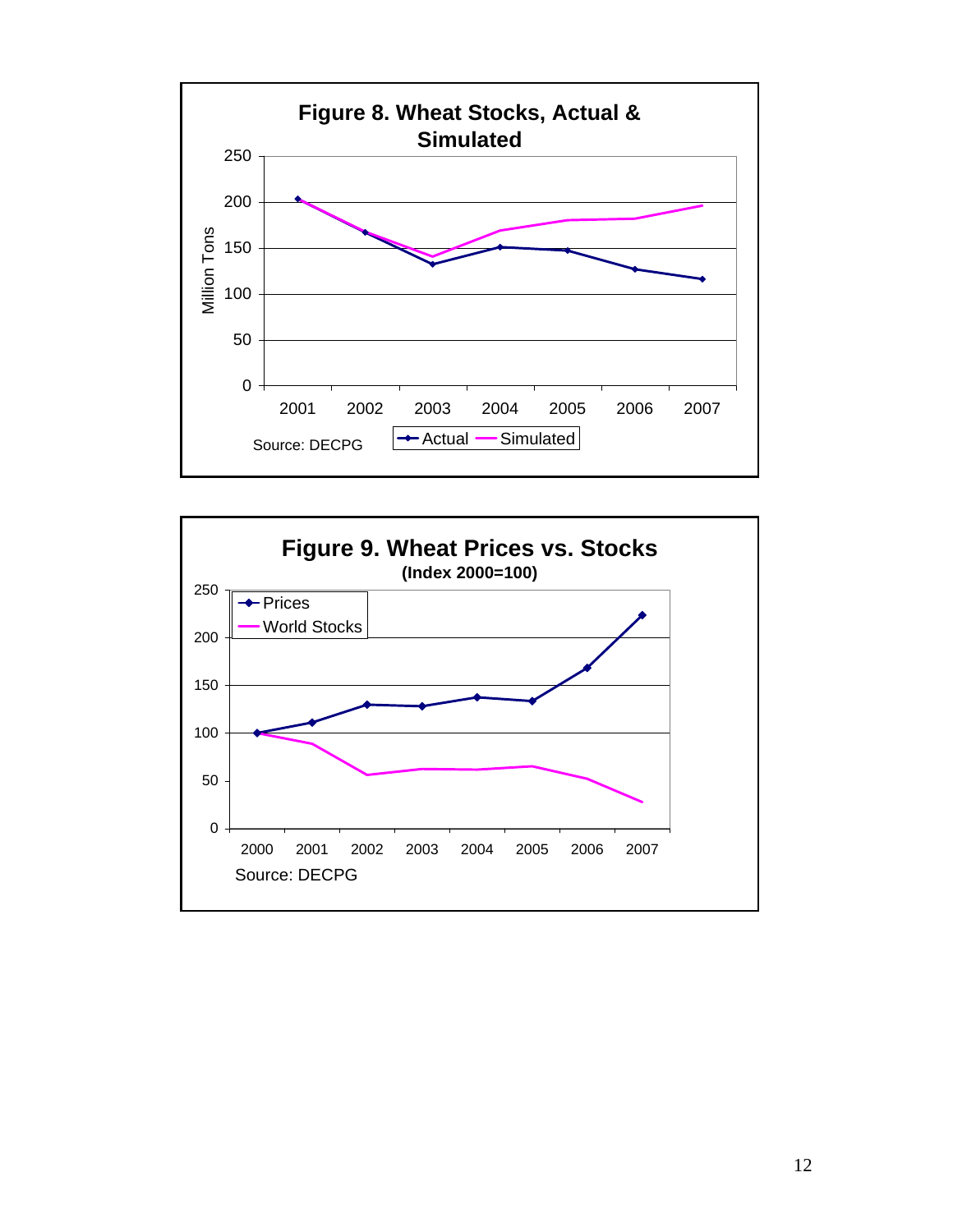**Figure 8. Wheat Stocks, Actual & Simulated**

Million Tons

Source: DECPG

Actual — Simulated

**Figure 9. Wheat Prices vs. Stocks**
**(Index 2000=100)**

Prices — World Stocks

Source: DECPG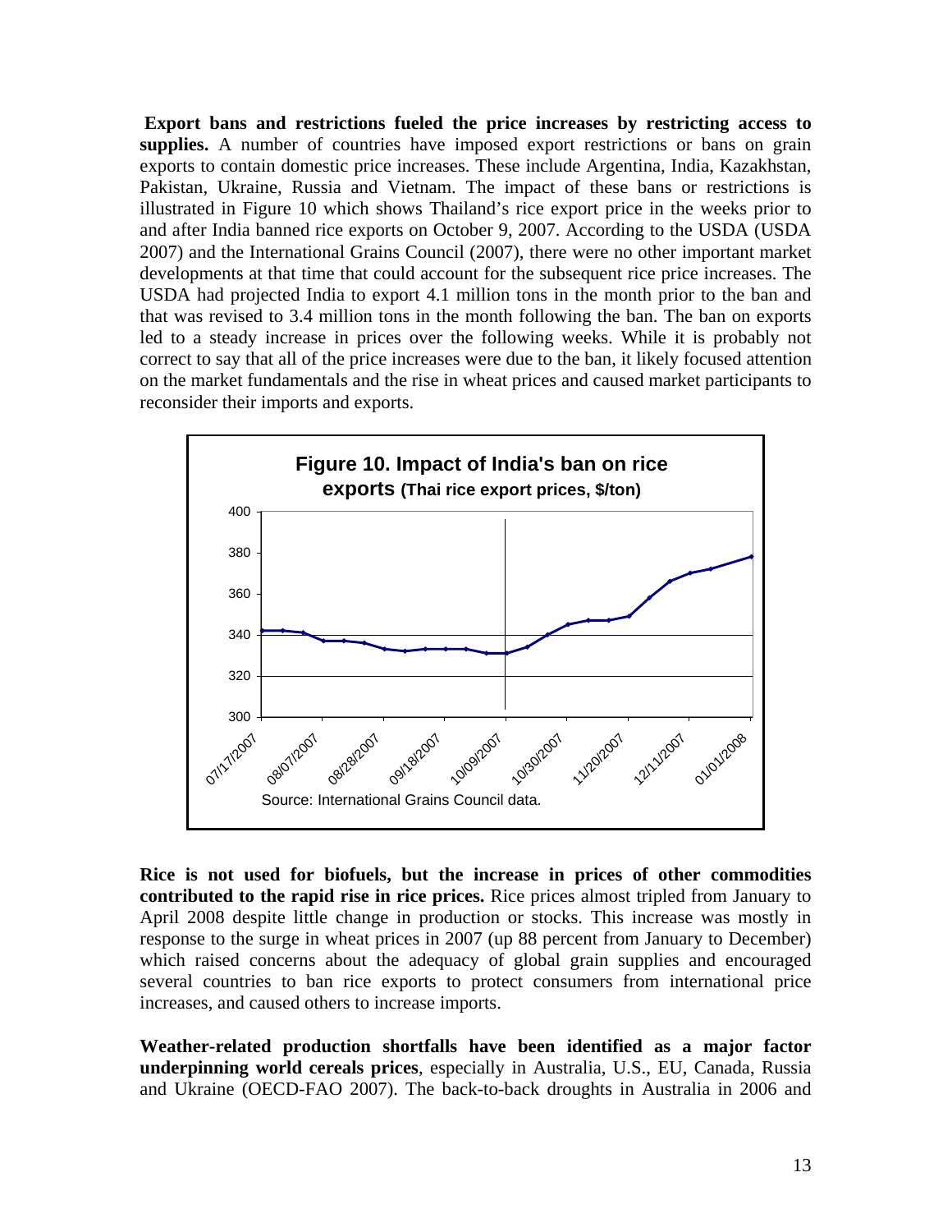**Export bans and restrictions fueled the price increases by restricting access to supplies.** A number of countries have imposed export restrictions or bans on grain exports to contain domestic price increases. These include Argentina, India, Kazakhstan, Pakistan, Ukraine, Russia and Vietnam. The impact of these bans or restrictions is illustrated in Figure 10 which shows Thailand's rice export price in the weeks prior to and after India banned rice exports on October 9, 2007. According to the USDA (USDA 2007) and the International Grains Council (2007), there were no other important market developments at that time that could account for the subsequent rice price increases. The USDA had projected India to export 4.1 million tons in the month prior to the ban and that was revised to 3.4 million tons in the month following the ban. The ban on exports led to a steady increase in prices over the following weeks. While it is probably not correct to say that all of the price increases were due to the ban, it likely focused attention on the market fundamentals and the rise in wheat prices and caused market participants to reconsider their imports and exports.

**Figure 10. Impact of India's ban on rice exports (Thai rice export prices, $/ton)**

Source: International Grains Council data.

**Rice is not used for biofuels, but the increase in prices of other commodities contributed to the rapid rise in rice prices.** Rice prices almost tripled from January to April 2008 despite little change in production or stocks. This increase was mostly in response to the surge in wheat prices in 2007 (up 88 percent from January to December) which raised concerns about the adequacy of global grain supplies and encouraged several countries to ban rice exports to protect consumers from international price increases, and caused others to increase imports.

**Weather-related production shortfalls have been identified as a major factor underpinning world cereals prices**, especially in Australia, U.S., EU, Canada, Russia and Ukraine (OECD-FAO 2007). The back-to-back droughts in Australia in 2006 and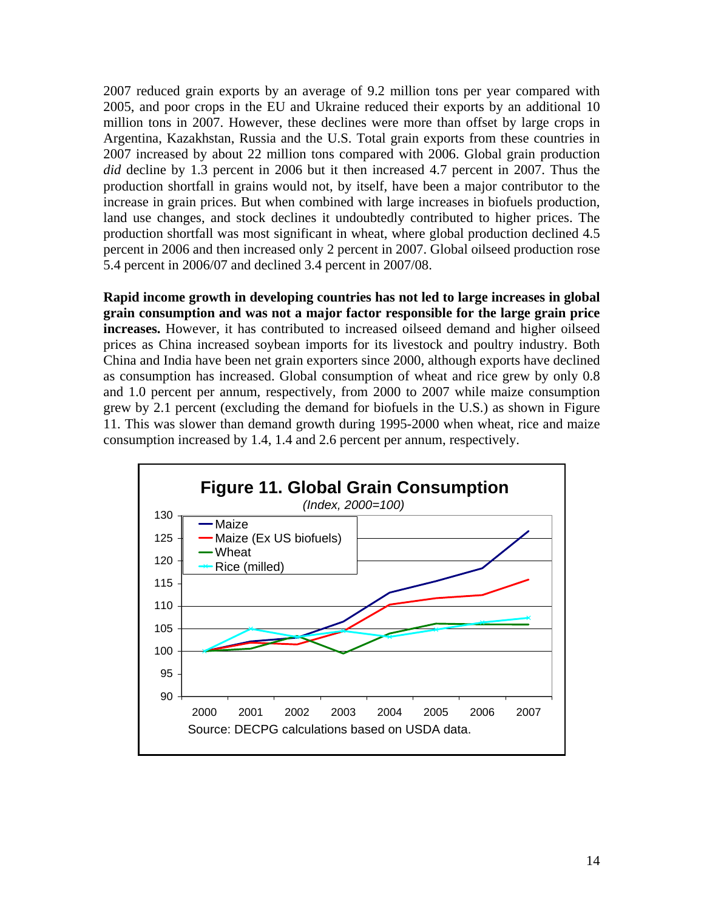2007 reduced grain exports by an average of 9.2 million tons per year compared with 2005, and poor crops in the EU and Ukraine reduced their exports by an additional 10 million tons in 2007. However, these declines were more than offset by large crops in Argentina, Kazakhstan, Russia and the U.S. Total grain exports from these countries in 2007 increased by about 22 million tons compared with 2006. Global grain production *did* decline by 1.3 percent in 2006 but it then increased 4.7 percent in 2007. Thus the production shortfall in grains would not, by itself, have been a major contributor to the increase in grain prices. But when combined with large increases in biofuels production, land use changes, and stock declines it undoubtedly contributed to higher prices. The production shortfall was most significant in wheat, where global production declined 4.5 percent in 2006 and then increased only 2 percent in 2007. Global oilseed production rose 5.4 percent in 2006/07 and declined 3.4 percent in 2007/08.

**Rapid income growth in developing countries has not led to large increases in global grain consumption and was not a major factor responsible for the large grain price increases.** However, it has contributed to increased oilseed demand and higher oilseed prices as China increased soybean imports for its livestock and poultry industry. Both China and India have been net grain exporters since 2000, although exports have declined as consumption has increased. Global consumption of wheat and rice grew by only 0.8 and 1.0 percent per annum, respectively, from 2000 to 2007 while maize consumption grew by 2.1 percent (excluding the demand for biofuels in the U.S.) as shown in Figure 11. This was slower than demand growth during 1995-2000 when wheat, rice and maize consumption increased by 1.4, 1.4 and 2.6 percent per annum, respectively.

**Figure 11. Global Grain Consumption**

*(Index, 2000=100)*

Source: DECPG calculations based on USDA data.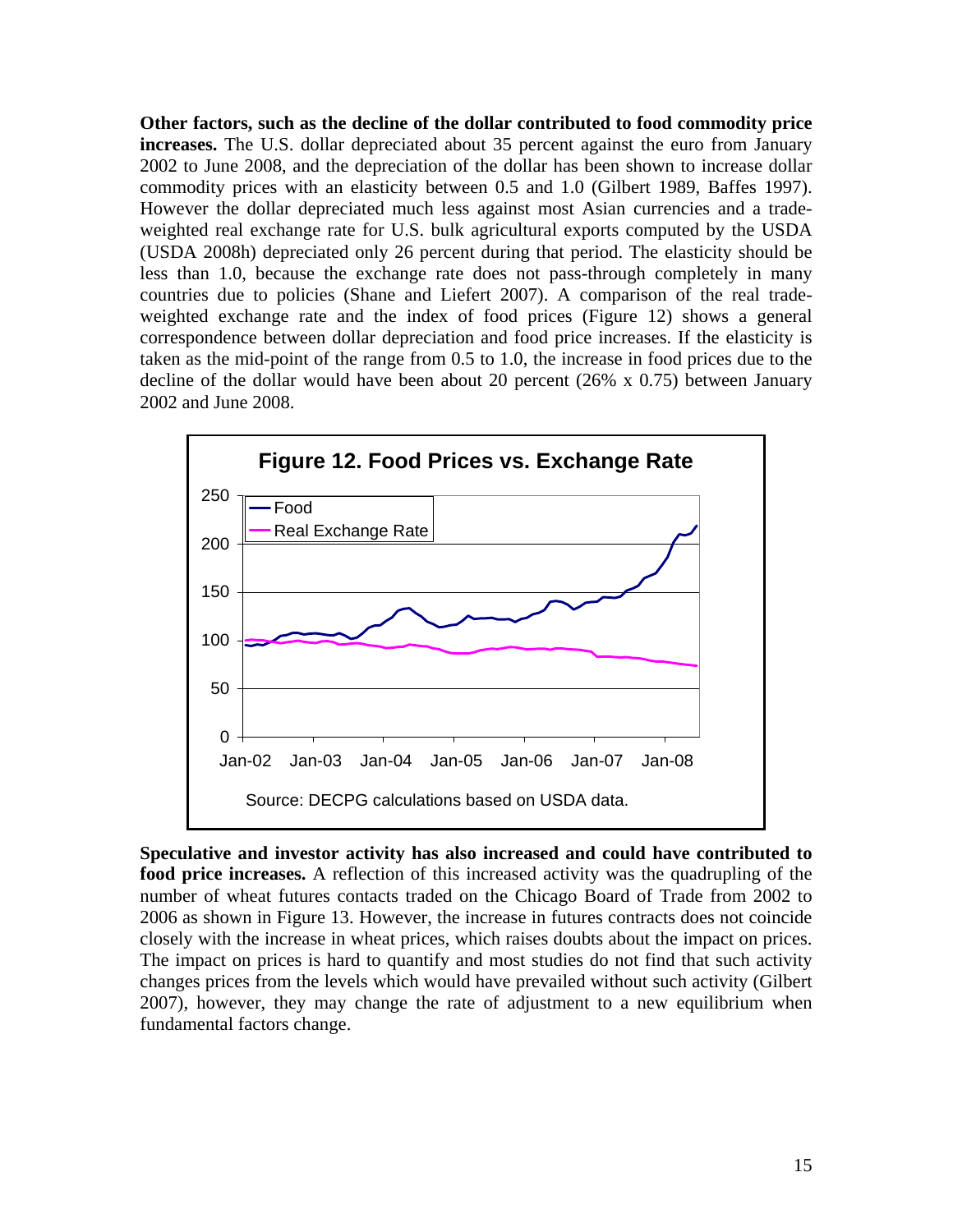**Other factors, such as the decline of the dollar contributed to food commodity price increases.** The U.S. dollar depreciated about 35 percent against the euro from January 2002 to June 2008, and the depreciation of the dollar has been shown to increase dollar commodity prices with an elasticity between 0.5 and 1.0 (Gilbert 1989, Baffes 1997). However the dollar depreciated much less against most Asian currencies and a trade-weighted real exchange rate for U.S. bulk agricultural exports computed by the USDA (USDA 2008h) depreciated only 26 percent during that period. The elasticity should be less than 1.0, because the exchange rate does not pass-through completely in many countries due to policies (Shane and Liefert 2007). A comparison of the real trade-weighted exchange rate and the index of food prices (Figure 12) shows a general correspondence between dollar depreciation and food price increases. If the elasticity is taken as the mid-point of the range from 0.5 to 1.0, the increase in food prices due to the decline of the dollar would have been about 20 percent (26% x 0.75) between January 2002 and June 2008.

**Figure 12. Food Prices vs. Exchange Rate**

Source: DECPG calculations based on USDA data.

**Speculative and investor activity has also increased and could have contributed to food price increases.** A reflection of this increased activity was the quadrupling of the number of wheat futures contacts traded on the Chicago Board of Trade from 2002 to 2006 as shown in Figure 13. However, the increase in futures contracts does not coincide closely with the increase in wheat prices, which raises doubts about the impact on prices. The impact on prices is hard to quantify and most studies do not find that such activity changes prices from the levels which would have prevailed without such activity (Gilbert 2007), however, they may change the rate of adjustment to a new equilibrium when fundamental factors change.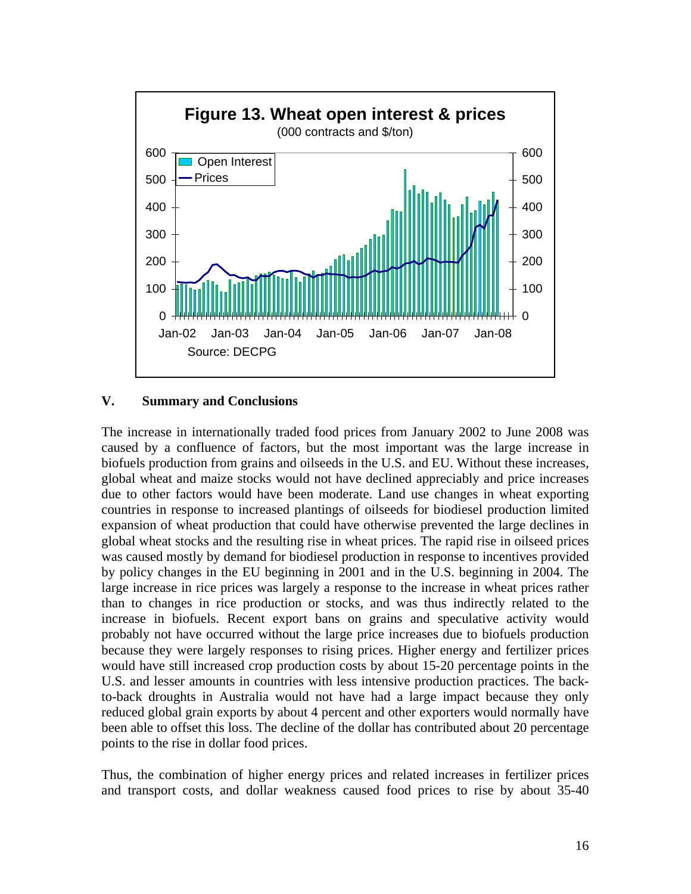**Figure 13. Wheat open interest & prices**

(000 contracts and $/ton)

Source: DECPG

## V. Summary and Conclusions

The increase in internationally traded food prices from January 2002 to June 2008 was caused by a confluence of factors, but the most important was the large increase in biofuels production from grains and oilseeds in the U.S. and EU. Without these increases, global wheat and maize stocks would not have declined appreciably and price increases due to other factors would have been moderate. Land use changes in wheat exporting countries in response to increased plantings of oilseeds for biodiesel production limited expansion of wheat production that could have otherwise prevented the large declines in global wheat stocks and the resulting rise in wheat prices. The rapid rise in oilseed prices was caused mostly by demand for biodiesel production in response to incentives provided by policy changes in the EU beginning in 2001 and in the U.S. beginning in 2004. The large increase in rice prices was largely a response to the increase in wheat prices rather than to changes in rice production or stocks, and was thus indirectly related to the increase in biofuels. Recent export bans on grains and speculative activity would probably not have occurred without the large price increases due to biofuels production because they were largely responses to rising prices. Higher energy and fertilizer prices would have still increased crop production costs by about 15-20 percentage points in the U.S. and lesser amounts in countries with less intensive production practices. The back-to-back droughts in Australia would not have had a large impact because they only reduced global grain exports by about 4 percent and other exporters would normally have been able to offset this loss. The decline of the dollar has contributed about 20 percentage points to the rise in dollar food prices.

Thus, the combination of higher energy prices and related increases in fertilizer prices and transport costs, and dollar weakness caused food prices to rise by about 35-40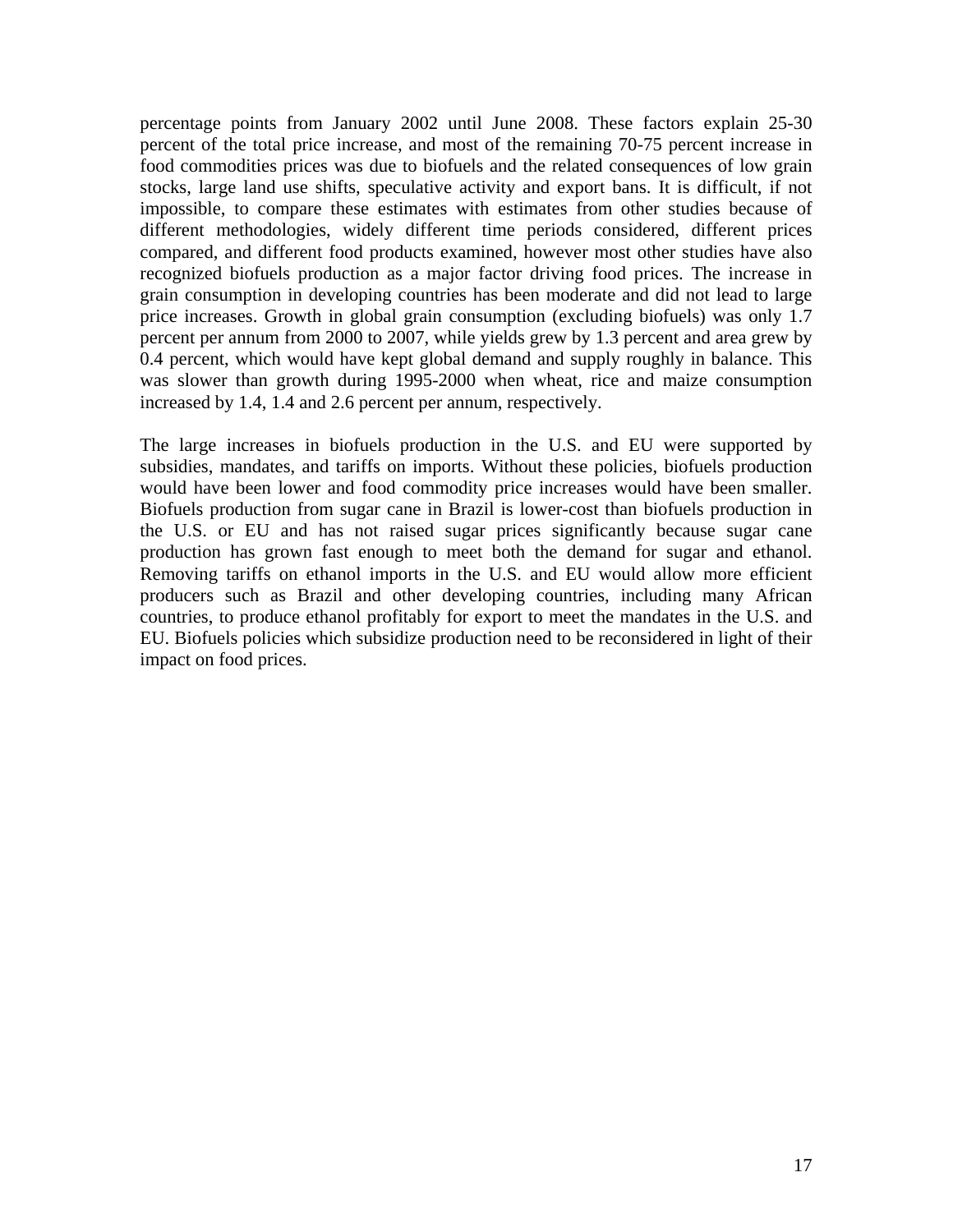percentage points from January 2002 until June 2008. These factors explain 25-30 percent of the total price increase, and most of the remaining 70-75 percent increase in food commodities prices was due to biofuels and the related consequences of low grain stocks, large land use shifts, speculative activity and export bans. It is difficult, if not impossible, to compare these estimates with estimates from other studies because of different methodologies, widely different time periods considered, different prices compared, and different food products examined, however most other studies have also recognized biofuels production as a major factor driving food prices. The increase in grain consumption in developing countries has been moderate and did not lead to large price increases. Growth in global grain consumption (excluding biofuels) was only 1.7 percent per annum from 2000 to 2007, while yields grew by 1.3 percent and area grew by 0.4 percent, which would have kept global demand and supply roughly in balance. This was slower than growth during 1995-2000 when wheat, rice and maize consumption increased by 1.4, 1.4 and 2.6 percent per annum, respectively.

The large increases in biofuels production in the U.S. and EU were supported by subsidies, mandates, and tariffs on imports. Without these policies, biofuels production would have been lower and food commodity price increases would have been smaller. Biofuels production from sugar cane in Brazil is lower-cost than biofuels production in the U.S. or EU and has not raised sugar prices significantly because sugar cane production has grown fast enough to meet both the demand for sugar and ethanol. Removing tariffs on ethanol imports in the U.S. and EU would allow more efficient producers such as Brazil and other developing countries, including many African countries, to produce ethanol profitably for export to meet the mandates in the U.S. and EU. Biofuels policies which subsidize production need to be reconsidered in light of their impact on food prices.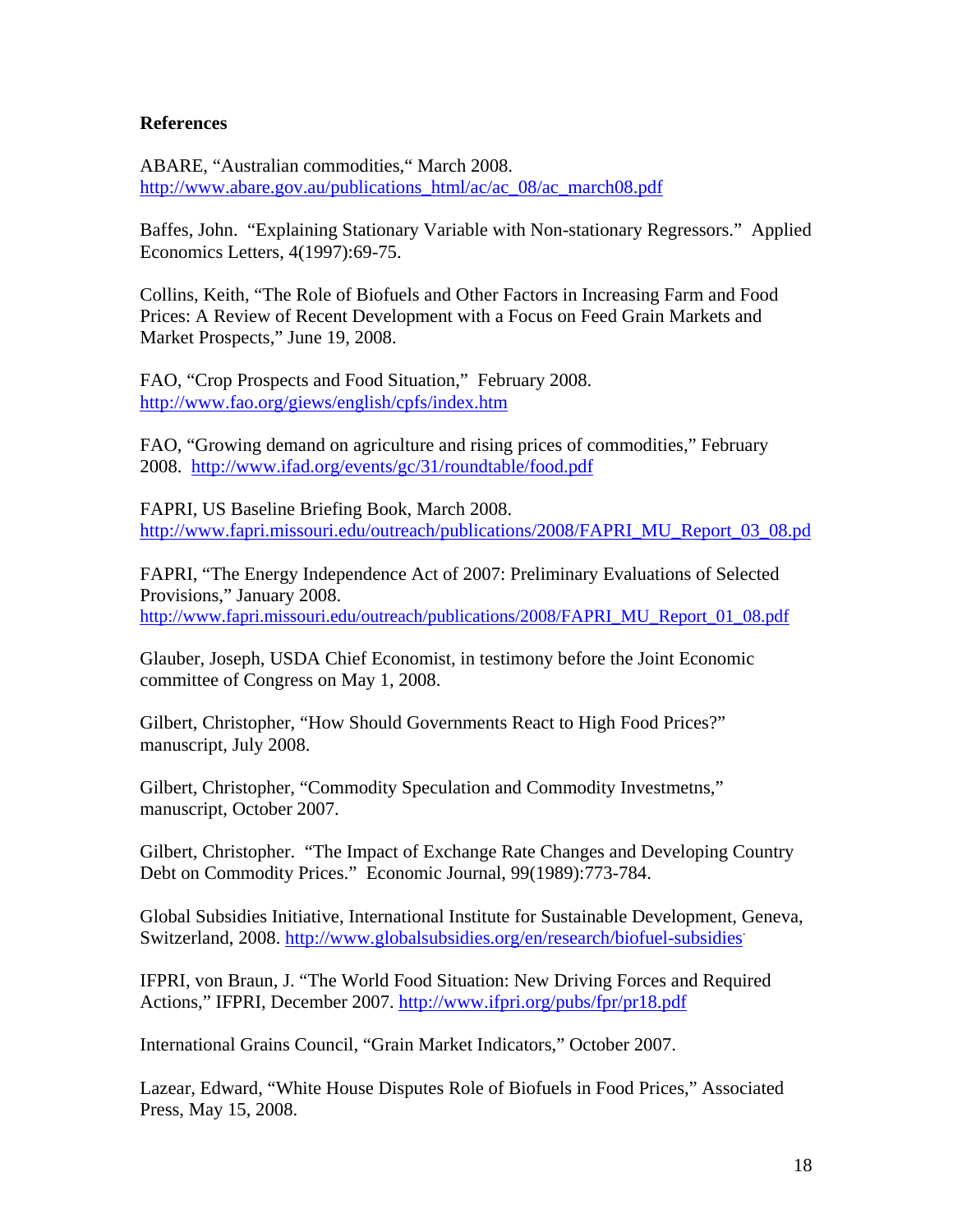**References**

ABARE, “Australian commodities,“ March 2008. http://www.abare.gov.au/publications_html/ac/ac_08/ac_march08.pdf

Baffes, John. “Explaining Stationary Variable with Non-stationary Regressors.” Applied Economics Letters, 4(1997):69-75.

Collins, Keith, “The Role of Biofuels and Other Factors in Increasing Farm and Food Prices: A Review of Recent Development with a Focus on Feed Grain Markets and Market Prospects,” June 19, 2008.

FAO, “Crop Prospects and Food Situation,” February 2008. http://www.fao.org/giews/english/cpfs/index.htm

FAO, “Growing demand on agriculture and rising prices of commodities,” February 2008. http://www.ifad.org/events/gc/31/roundtable/food.pdf

FAPRI, US Baseline Briefing Book, March 2008. http://www.fapri.missouri.edu/outreach/publications/2008/FAPRI_MU_Report_03_08.pd

FAPRI, “The Energy Independence Act of 2007: Preliminary Evaluations of Selected Provisions,” January 2008. http://www.fapri.missouri.edu/outreach/publications/2008/FAPRI_MU_Report_01_08.pdf

Glauber, Joseph, USDA Chief Economist, in testimony before the Joint Economic committee of Congress on May 1, 2008.

Gilbert, Christopher, “How Should Governments React to High Food Prices?” manuscript, July 2008.

Gilbert, Christopher, “Commodity Speculation and Commodity Investmetns,” manuscript, October 2007.

Gilbert, Christopher. “The Impact of Exchange Rate Changes and Developing Country Debt on Commodity Prices.” Economic Journal, 99(1989):773-784.

Global Subsidies Initiative, International Institute for Sustainable Development, Geneva, Switzerland, 2008. http://www.globalsubsidies.org/en/research/biofuel-subsidies

IFPRI, von Braun, J. “The World Food Situation: New Driving Forces and Required Actions,” IFPRI, December 2007. http://www.ifpri.org/pubs/fpr/pr18.pdf

International Grains Council, “Grain Market Indicators,” October 2007.

Lazear, Edward, “White House Disputes Role of Biofuels in Food Prices,” Associated Press, May 15, 2008.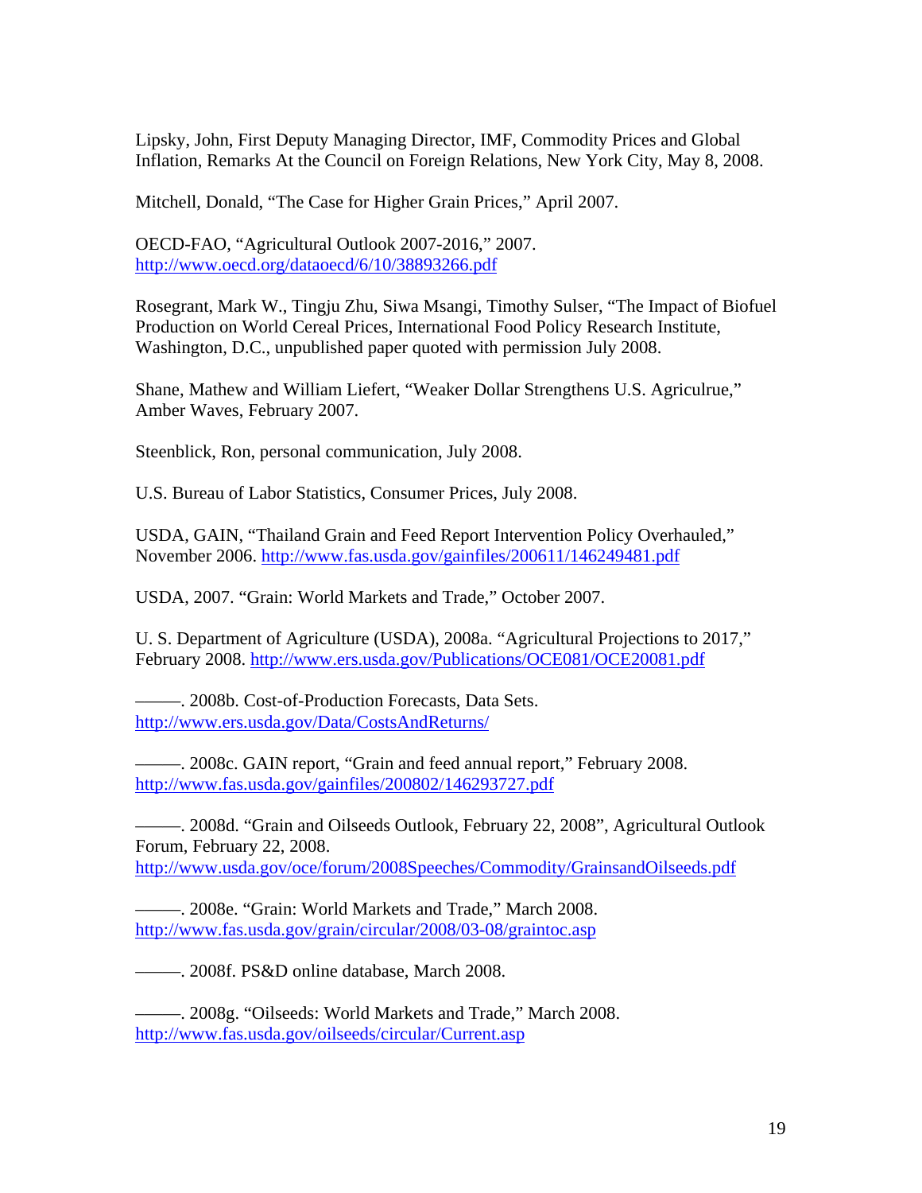Lipsky, John, First Deputy Managing Director, IMF, Commodity Prices and Global Inflation, Remarks At the Council on Foreign Relations, New York City, May 8, 2008.

Mitchell, Donald, "The Case for Higher Grain Prices," April 2007.

OECD-FAO, "Agricultural Outlook 2007-2016," 2007. http://www.oecd.org/dataoecd/6/10/38893266.pdf

Rosegrant, Mark W., Tingju Zhu, Siwa Msangi, Timothy Sulser, "The Impact of Biofuel Production on World Cereal Prices, International Food Policy Research Institute, Washington, D.C., unpublished paper quoted with permission July 2008.

Shane, Mathew and William Liefert, "Weaker Dollar Strengthens U.S. Agriculrue," Amber Waves, February 2007.

Steenblick, Ron, personal communication, July 2008.

U.S. Bureau of Labor Statistics, Consumer Prices, July 2008.

USDA, GAIN, "Thailand Grain and Feed Report Intervention Policy Overhauled," November 2006. http://www.fas.usda.gov/gainfiles/200611/146249481.pdf

USDA, 2007. "Grain: World Markets and Trade," October 2007.

U. S. Department of Agriculture (USDA), 2008a. "Agricultural Projections to 2017," February 2008. http://www.ers.usda.gov/Publications/OCE081/OCE20081.pdf

———. 2008b. Cost-of-Production Forecasts, Data Sets. http://www.ers.usda.gov/Data/CostsAndReturns/

———. 2008c. GAIN report, "Grain and feed annual report," February 2008. http://www.fas.usda.gov/gainfiles/200802/146293727.pdf

———. 2008d. "Grain and Oilseeds Outlook, February 22, 2008", Agricultural Outlook Forum, February 22, 2008. http://www.usda.gov/oce/forum/2008Speeches/Commodity/GrainsandOilseeds.pdf

———. 2008e. "Grain: World Markets and Trade," March 2008. http://www.fas.usda.gov/grain/circular/2008/03-08/graintoc.asp

———. 2008f. PS&D online database, March 2008.

———. 2008g. "Oilseeds: World Markets and Trade," March 2008. http://www.fas.usda.gov/oilseeds/circular/Current.asp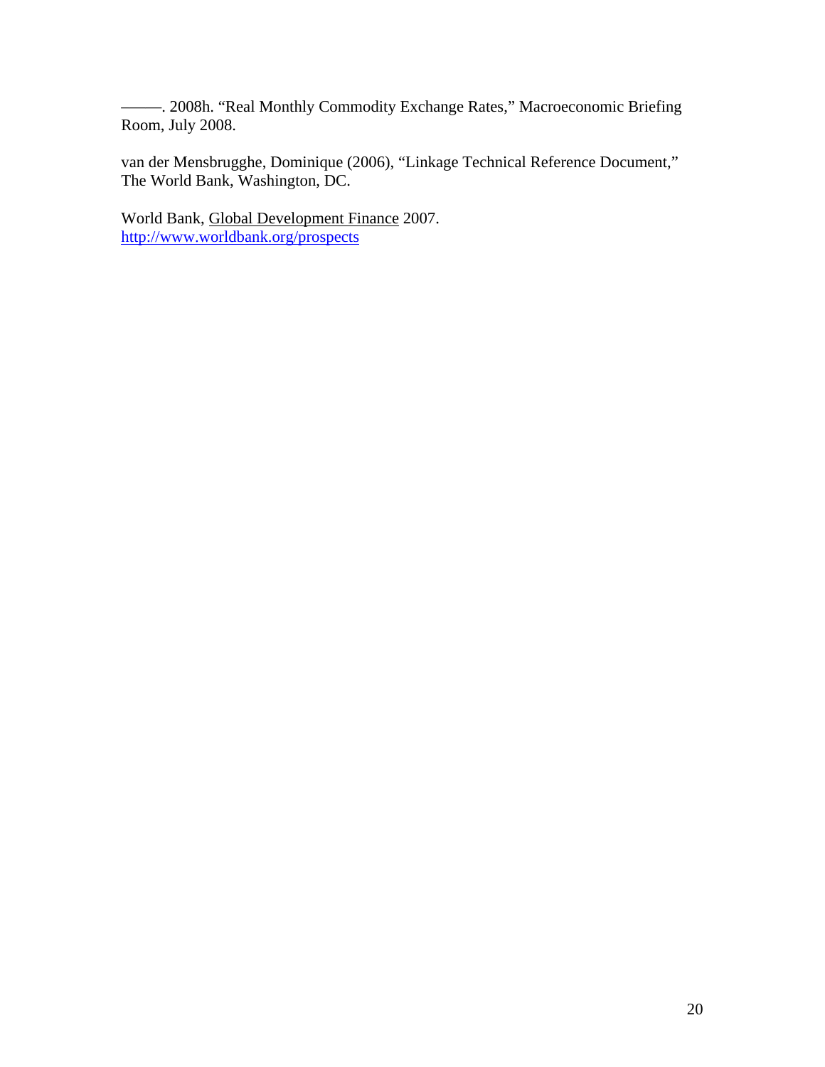———. 2008h. “Real Monthly Commodity Exchange Rates,” Macroeconomic Briefing Room, July 2008.

van der Mensbrugghe, Dominique (2006), “Linkage Technical Reference Document,” The World Bank, Washington, DC.

World Bank, Global Development Finance 2007.
http://www.worldbank.org/prospects